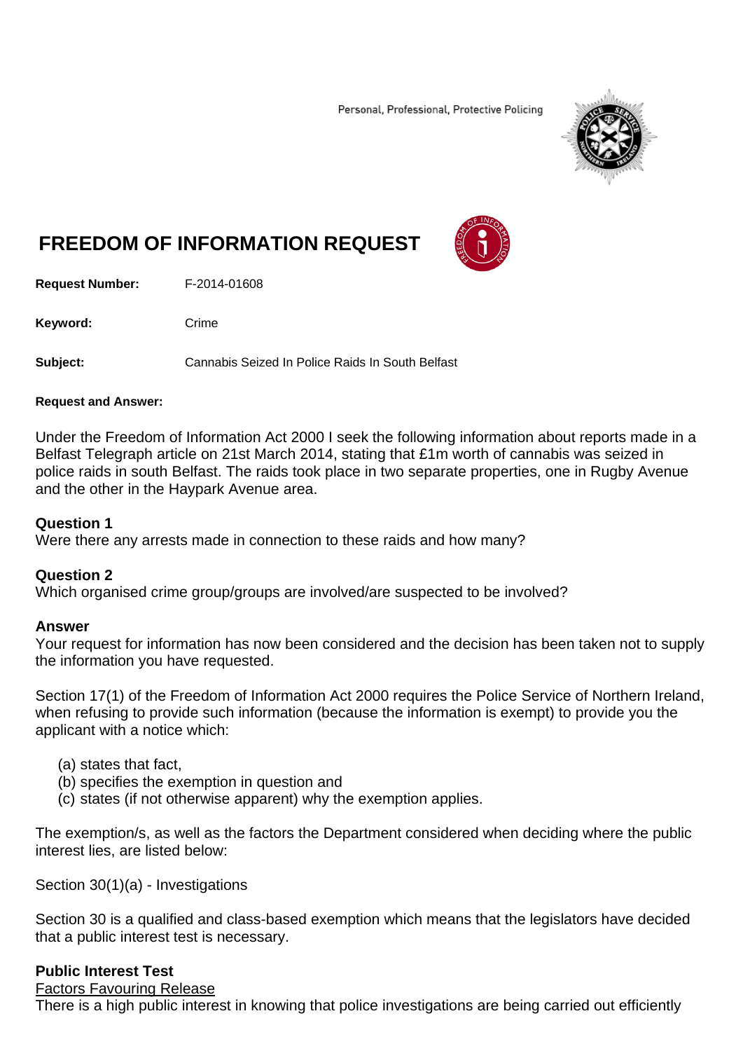Personal, Professional, Protective Policing

# FREEDOM OF INFORMATION REQUEST

**Request Number:** F-2014-01608

**Keyword:** Crime

**Subject:** Cannabis Seized In Police Raids In South Belfast

**Request and Answer:**

Under the Freedom of Information Act 2000 I seek the following information about reports made in a Belfast Telegraph article on 21st March 2014, stating that £1m worth of cannabis was seized in police raids in south Belfast. The raids took place in two separate properties, one in Rugby Avenue and the other in the Haypark Avenue area.

**Question 1**
Were there any arrests made in connection to these raids and how many?

**Question 2**
Which organised crime group/groups are involved/are suspected to be involved?

**Answer**
Your request for information has now been considered and the decision has been taken not to supply the information you have requested.

Section 17(1) of the Freedom of Information Act 2000 requires the Police Service of Northern Ireland, when refusing to provide such information (because the information is exempt) to provide you the applicant with a notice which:

(a) states that fact,
(b) specifies the exemption in question and
(c) states (if not otherwise apparent) why the exemption applies.

The exemption/s, as well as the factors the Department considered when deciding where the public interest lies, are listed below:

Section 30(1)(a) - Investigations

Section 30 is a qualified and class-based exemption which means that the legislators have decided that a public interest test is necessary.

**Public Interest Test**
Factors Favouring Release
There is a high public interest in knowing that police investigations are being carried out efficiently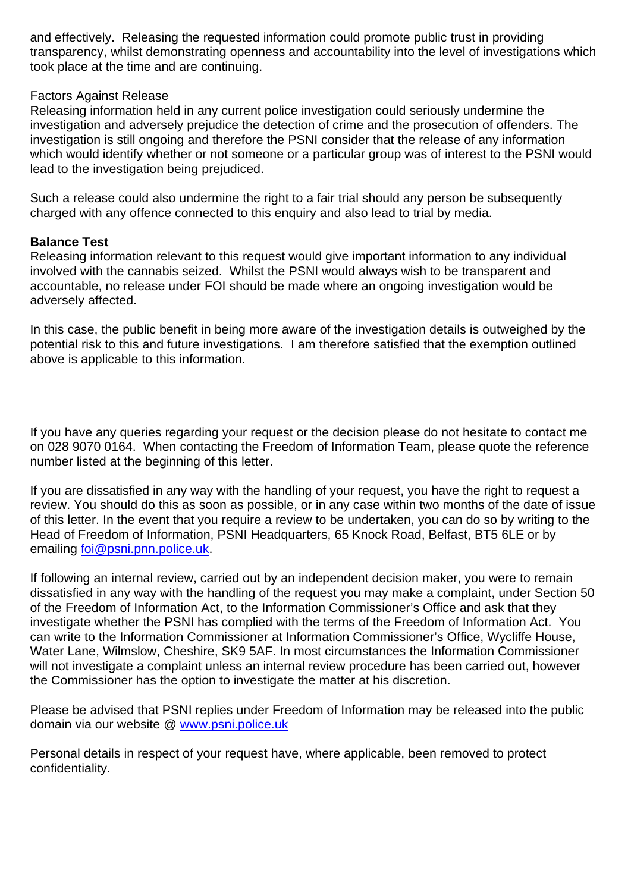and effectively. Releasing the requested information could promote public trust in providing transparency, whilst demonstrating openness and accountability into the level of investigations which took place at the time and are continuing.

Factors Against Release

Releasing information held in any current police investigation could seriously undermine the investigation and adversely prejudice the detection of crime and the prosecution of offenders. The investigation is still ongoing and therefore the PSNI consider that the release of any information which would identify whether or not someone or a particular group was of interest to the PSNI would lead to the investigation being prejudiced.

Such a release could also undermine the right to a fair trial should any person be subsequently charged with any offence connected to this enquiry and also lead to trial by media.

**Balance Test**

Releasing information relevant to this request would give important information to any individual involved with the cannabis seized. Whilst the PSNI would always wish to be transparent and accountable, no release under FOI should be made where an ongoing investigation would be adversely affected.

In this case, the public benefit in being more aware of the investigation details is outweighed by the potential risk to this and future investigations. I am therefore satisfied that the exemption outlined above is applicable to this information.

If you have any queries regarding your request or the decision please do not hesitate to contact me on 028 9070 0164. When contacting the Freedom of Information Team, please quote the reference number listed at the beginning of this letter.

If you are dissatisfied in any way with the handling of your request, you have the right to request a review. You should do this as soon as possible, or in any case within two months of the date of issue of this letter. In the event that you require a review to be undertaken, you can do so by writing to the Head of Freedom of Information, PSNI Headquarters, 65 Knock Road, Belfast, BT5 6LE or by emailing foi@psni.pnn.police.uk.

If following an internal review, carried out by an independent decision maker, you were to remain dissatisfied in any way with the handling of the request you may make a complaint, under Section 50 of the Freedom of Information Act, to the Information Commissioner's Office and ask that they investigate whether the PSNI has complied with the terms of the Freedom of Information Act. You can write to the Information Commissioner at Information Commissioner's Office, Wycliffe House, Water Lane, Wilmslow, Cheshire, SK9 5AF. In most circumstances the Information Commissioner will not investigate a complaint unless an internal review procedure has been carried out, however the Commissioner has the option to investigate the matter at his discretion.

Please be advised that PSNI replies under Freedom of Information may be released into the public domain via our website @ www.psni.police.uk

Personal details in respect of your request have, where applicable, been removed to protect confidentiality.